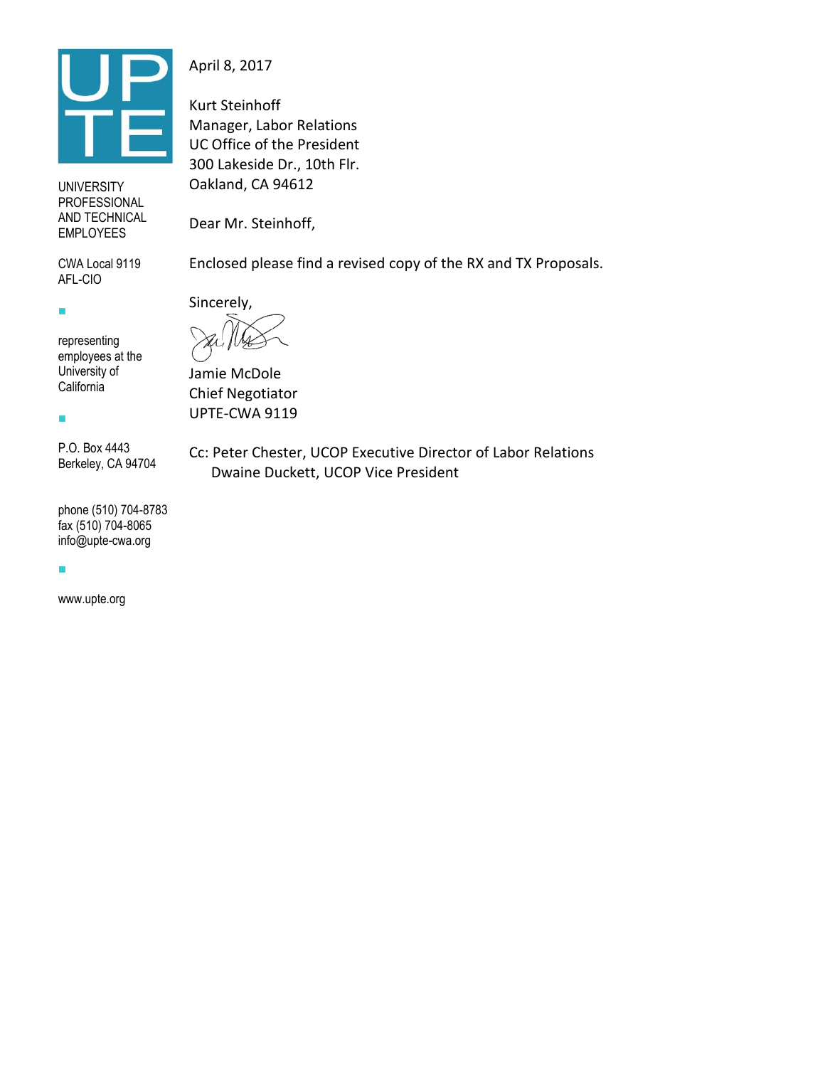UP
TE

UNIVERSITY PROFESSIONAL AND TECHNICAL EMPLOYEES

CWA Local 9119
AFL-CIO

representing employees at the University of California

P.O. Box 4443
Berkeley, CA 94704

phone (510) 704-8783
fax (510) 704-8065
info@upte-cwa.org

www.upte.org

April 8, 2017

Kurt Steinhoff
Manager, Labor Relations
UC Office of the President
300 Lakeside Dr., 10th Flr.
Oakland, CA 94612

Dear Mr. Steinhoff,

Enclosed please find a revised copy of the RX and TX Proposals.

Sincerely,

Jamie McDole
Chief Negotiator
UPTE-CWA 9119

Cc: Peter Chester, UCOP Executive Director of Labor Relations
Dwaine Duckett, UCOP Vice President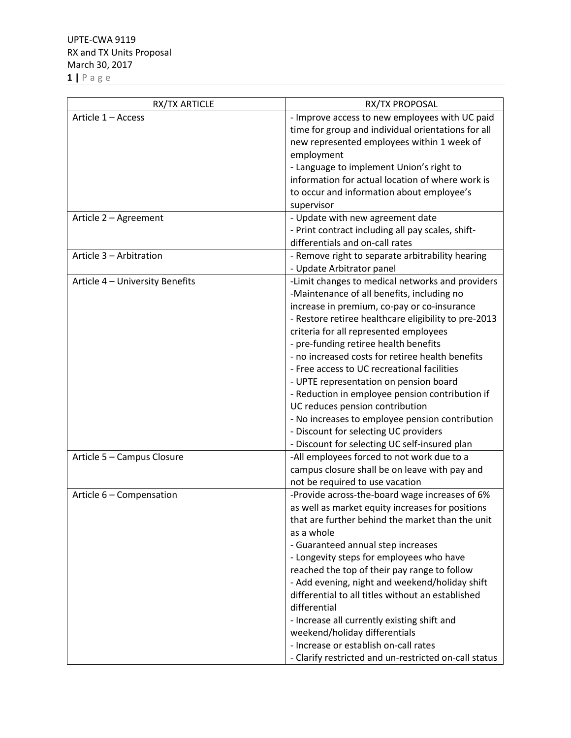| RX/TX ARTICLE | RX/TX PROPOSAL |
|---|---|
| Article 1 – Access | - Improve access to new employees with UC paid time for group and individual orientations for all new represented employees within 1 week of employment<br>- Language to implement Union's right to information for actual location of where work is to occur and information about employee's supervisor |
| Article 2 – Agreement | - Update with new agreement date<br>- Print contract including all pay scales, shift-differentials and on-call rates |
| Article 3 – Arbitration | - Remove right to separate arbitrability hearing<br>- Update Arbitrator panel |
| Article 4 – University Benefits | -Limit changes to medical networks and providers<br>-Maintenance of all benefits, including no increase in premium, co-pay or co-insurance<br>- Restore retiree healthcare eligibility to pre-2013 criteria for all represented employees<br>- pre-funding retiree health benefits<br>- no increased costs for retiree health benefits<br>- Free access to UC recreational facilities<br>- UPTE representation on pension board<br>- Reduction in employee pension contribution if UC reduces pension contribution<br>- No increases to employee pension contribution<br>- Discount for selecting UC providers<br>- Discount for selecting UC self-insured plan |
| Article 5 – Campus Closure | -All employees forced to not work due to a campus closure shall be on leave with pay and not be required to use vacation |
| Article 6 – Compensation | -Provide across-the-board wage increases of 6% as well as market equity increases for positions that are further behind the market than the unit as a whole<br>- Guaranteed annual step increases<br>- Longevity steps for employees who have reached the top of their pay range to follow<br>- Add evening, night and weekend/holiday shift differential to all titles without an established differential<br>- Increase all currently existing shift and weekend/holiday differentials<br>- Increase or establish on-call rates<br>- Clarify restricted and un-restricted on-call status |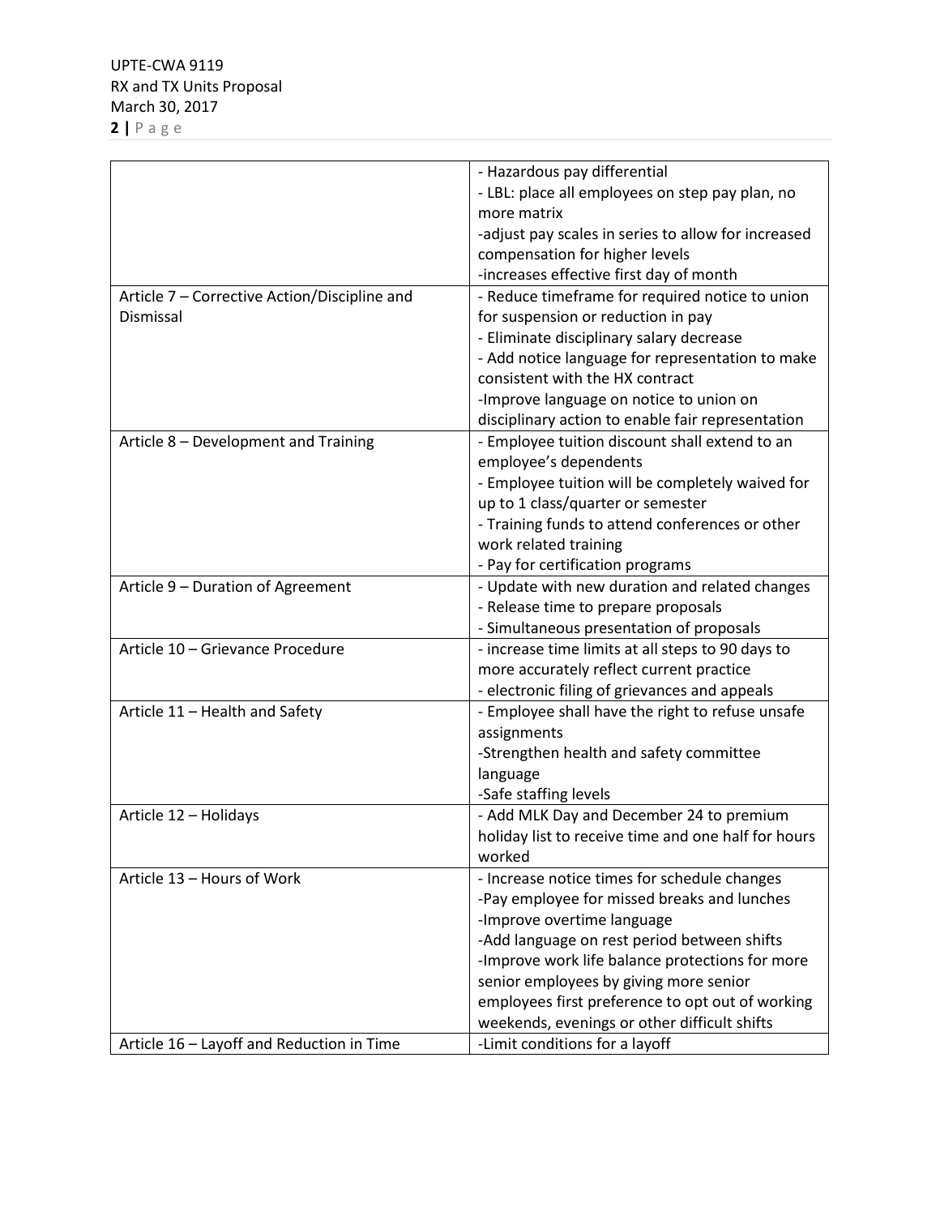| | |
|---|---|
| | - Hazardous pay differential<br>- LBL: place all employees on step pay plan, no more matrix<br>-adjust pay scales in series to allow for increased compensation for higher levels<br>-increases effective first day of month |
| Article 7 – Corrective Action/Discipline and Dismissal | - Reduce timeframe for required notice to union for suspension or reduction in pay<br>- Eliminate disciplinary salary decrease<br>- Add notice language for representation to make consistent with the HX contract<br>-Improve language on notice to union on disciplinary action to enable fair representation |
| Article 8 – Development and Training | - Employee tuition discount shall extend to an employee's dependents<br>- Employee tuition will be completely waived for up to 1 class/quarter or semester<br>- Training funds to attend conferences or other work related training<br>- Pay for certification programs |
| Article 9 – Duration of Agreement | - Update with new duration and related changes<br>- Release time to prepare proposals<br>- Simultaneous presentation of proposals |
| Article 10 – Grievance Procedure | - increase time limits at all steps to 90 days to more accurately reflect current practice<br>- electronic filing of grievances and appeals |
| Article 11 – Health and Safety | - Employee shall have the right to refuse unsafe assignments<br>-Strengthen health and safety committee language<br>-Safe staffing levels |
| Article 12 – Holidays | - Add MLK Day and December 24 to premium holiday list to receive time and one half for hours worked |
| Article 13 – Hours of Work | - Increase notice times for schedule changes<br>-Pay employee for missed breaks and lunches<br>-Improve overtime language<br>-Add language on rest period between shifts<br>-Improve work life balance protections for more senior employees by giving more senior employees first preference to opt out of working weekends, evenings or other difficult shifts |
| Article 16 – Layoff and Reduction in Time | -Limit conditions for a layoff |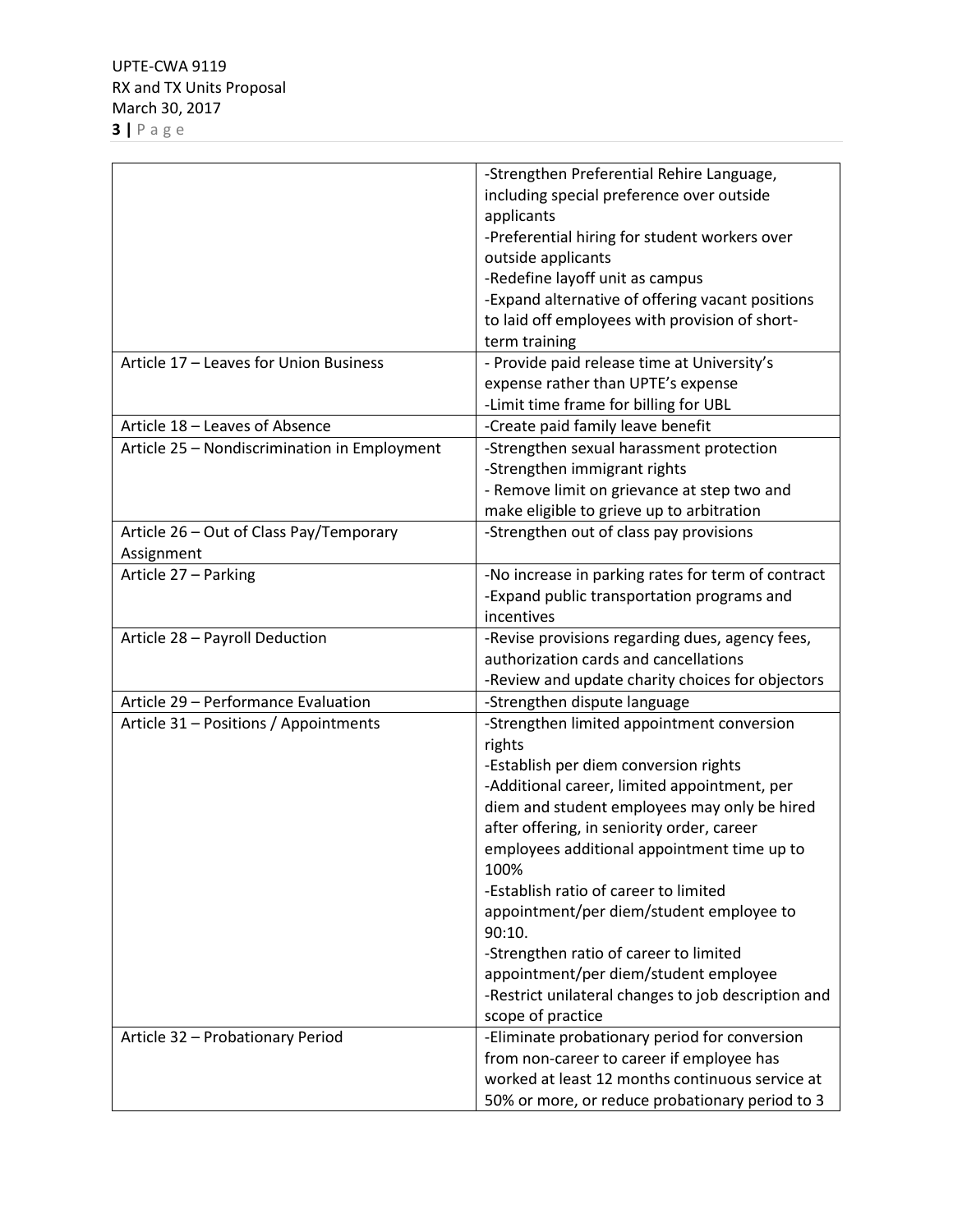| | |
|---|---|
| | -Strengthen Preferential Rehire Language, including special preference over outside applicants<br>-Preferential hiring for student workers over outside applicants<br>-Redefine layoff unit as campus<br>-Expand alternative of offering vacant positions to laid off employees with provision of short-term training |
| Article 17 – Leaves for Union Business | - Provide paid release time at University's expense rather than UPTE's expense<br>-Limit time frame for billing for UBL |
| Article 18 – Leaves of Absence | -Create paid family leave benefit |
| Article 25 – Nondiscrimination in Employment | -Strengthen sexual harassment protection<br>-Strengthen immigrant rights<br>- Remove limit on grievance at step two and make eligible to grieve up to arbitration |
| Article 26 – Out of Class Pay/Temporary Assignment | -Strengthen out of class pay provisions |
| Article 27 – Parking | -No increase in parking rates for term of contract<br>-Expand public transportation programs and incentives |
| Article 28 – Payroll Deduction | -Revise provisions regarding dues, agency fees, authorization cards and cancellations<br>-Review and update charity choices for objectors |
| Article 29 – Performance Evaluation | -Strengthen dispute language |
| Article 31 – Positions / Appointments | -Strengthen limited appointment conversion rights<br>-Establish per diem conversion rights<br>-Additional career, limited appointment, per diem and student employees may only be hired after offering, in seniority order, career employees additional appointment time up to 100%<br>-Establish ratio of career to limited appointment/per diem/student employee to 90:10.<br>-Strengthen ratio of career to limited appointment/per diem/student employee<br>-Restrict unilateral changes to job description and scope of practice |
| Article 32 – Probationary Period | -Eliminate probationary period for conversion from non-career to career if employee has worked at least 12 months continuous service at 50% or more, or reduce probationary period to 3 |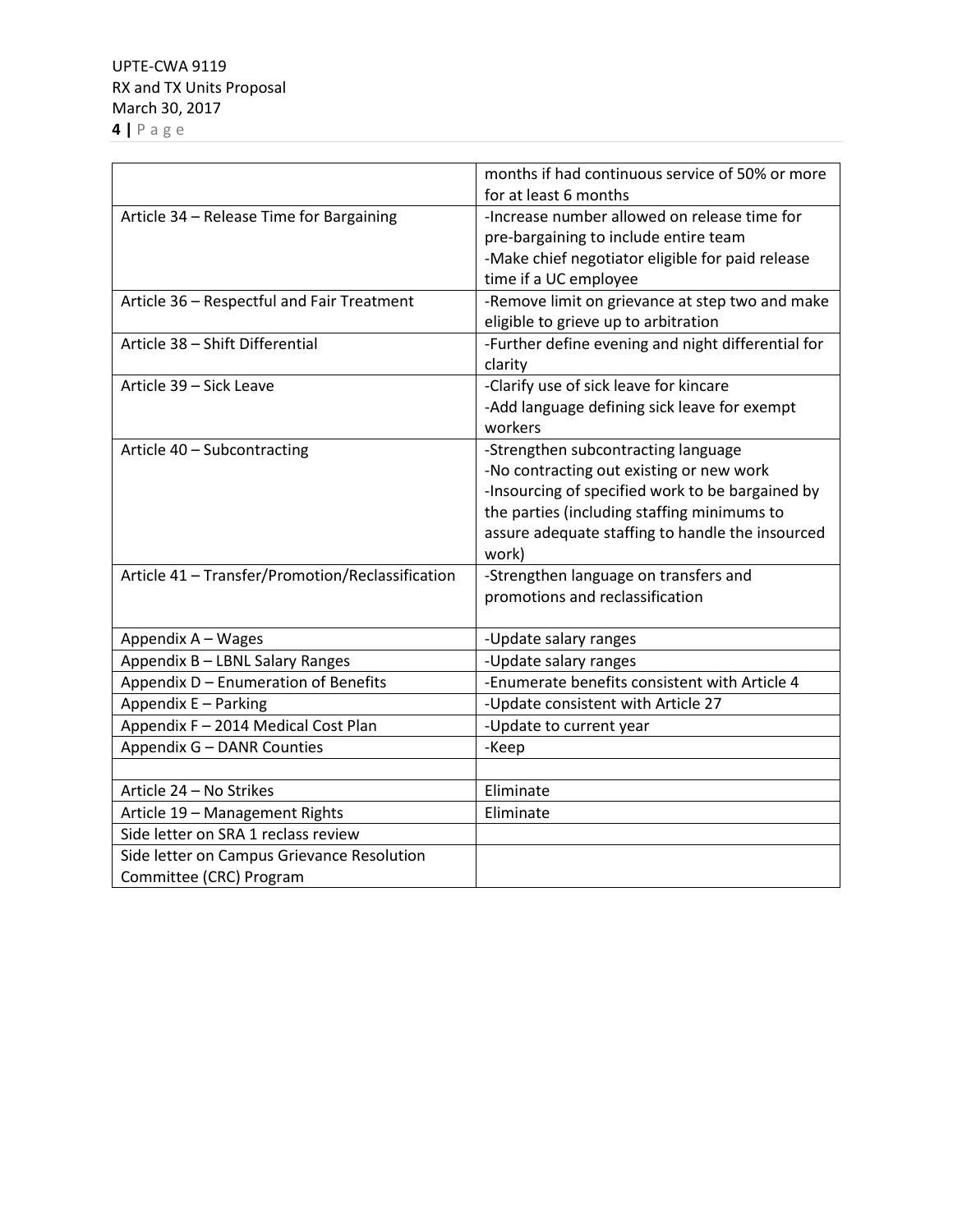| | |
|---|---|
| | months if had continuous service of 50% or more for at least 6 months |
| Article 34 – Release Time for Bargaining | -Increase number allowed on release time for pre-bargaining to include entire team<br>-Make chief negotiator eligible for paid release time if a UC employee |
| Article 36 – Respectful and Fair Treatment | -Remove limit on grievance at step two and make eligible to grieve up to arbitration |
| Article 38 – Shift Differential | -Further define evening and night differential for clarity |
| Article 39 – Sick Leave | -Clarify use of sick leave for kincare<br>-Add language defining sick leave for exempt workers |
| Article 40 – Subcontracting | -Strengthen subcontracting language<br>-No contracting out existing or new work<br>-Insourcing of specified work to be bargained by the parties (including staffing minimums to assure adequate staffing to handle the insourced work) |
| Article 41 – Transfer/Promotion/Reclassification | -Strengthen language on transfers and promotions and reclassification |
| Appendix A – Wages | -Update salary ranges |
| Appendix B – LBNL Salary Ranges | -Update salary ranges |
| Appendix D – Enumeration of Benefits | -Enumerate benefits consistent with Article 4 |
| Appendix E – Parking | -Update consistent with Article 27 |
| Appendix F – 2014 Medical Cost Plan | -Update to current year |
| Appendix G – DANR Counties | -Keep |
| | |
| Article 24 – No Strikes | Eliminate |
| Article 19 – Management Rights | Eliminate |
| Side letter on SRA 1 reclass review | |
| Side letter on Campus Grievance Resolution Committee (CRC) Program | |